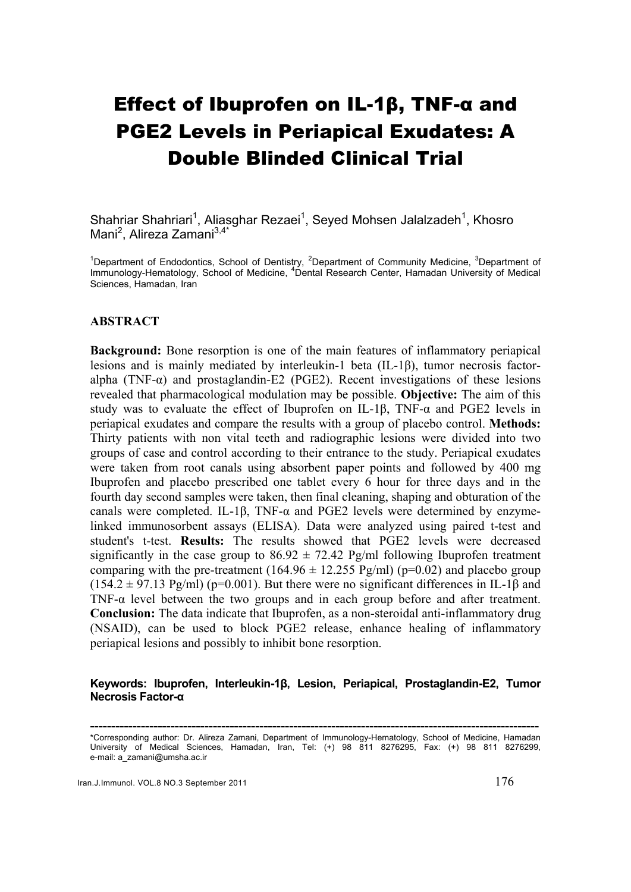# Effect of Ibuprofen on IL-1β, TNF-α and PGE2 Levels in Periapical Exudates: A Double Blinded Clinical Trial

Shahriar Shahriari[1], Aliasghar Rezaei[1], Seyed Mohsen Jalalzadeh[1], Khosro Mani[2], Alireza Zamani[3,4*]

[1]Department of Endodontics, School of Dentistry, [2]Department of Community Medicine, [3]Department of Immunology-Hematology, School of Medicine, [4]Dental Research Center, Hamadan University of Medical Sciences, Hamadan, Iran

## ABSTRACT

**Background:** Bone resorption is one of the main features of inflammatory periapical lesions and is mainly mediated by interleukin-1 beta (IL-1β), tumor necrosis factor-alpha (TNF-α) and prostaglandin-E2 (PGE2). Recent investigations of these lesions revealed that pharmacological modulation may be possible. **Objective:** The aim of this study was to evaluate the effect of Ibuprofen on IL-1β, TNF-α and PGE2 levels in periapical exudates and compare the results with a group of placebo control. **Methods:** Thirty patients with non vital teeth and radiographic lesions were divided into two groups of case and control according to their entrance to the study. Periapical exudates were taken from root canals using absorbent paper points and followed by 400 mg Ibuprofen and placebo prescribed one tablet every 6 hour for three days and in the fourth day second samples were taken, then final cleaning, shaping and obturation of the canals were completed. IL-1β, TNF-α and PGE2 levels were determined by enzyme-linked immunosorbent assays (ELISA). Data were analyzed using paired t-test and student's t-test. **Results:** The results showed that PGE2 levels were decreased significantly in the case group to $86.92 \pm 72.42$ Pg/ml following Ibuprofen treatment comparing with the pre-treatment ($164.96 \pm 12.255$ Pg/ml) ($p=0.02$) and placebo group ($154.2 \pm 97.13$ Pg/ml) ($p=0.001$). But there were no significant differences in IL-1β and TNF-α level between the two groups and in each group before and after treatment. **Conclusion:** The data indicate that Ibuprofen, as a non-steroidal anti-inflammatory drug (NSAID), can be used to block PGE2 release, enhance healing of inflammatory periapical lesions and possibly to inhibit bone resorption.

**Keywords: Ibuprofen, Interleukin-1β, Lesion, Periapical, Prostaglandin-E2, Tumor Necrosis Factor-α**

---

*Corresponding author: Dr. Alireza Zamani, Department of Immunology-Hematology, School of Medicine, Hamadan University of Medical Sciences, Hamadan, Iran, Tel: (+) 98 811 8276295, Fax: (+) 98 811 8276299, e-mail: a_zamani@umsha.ac.ir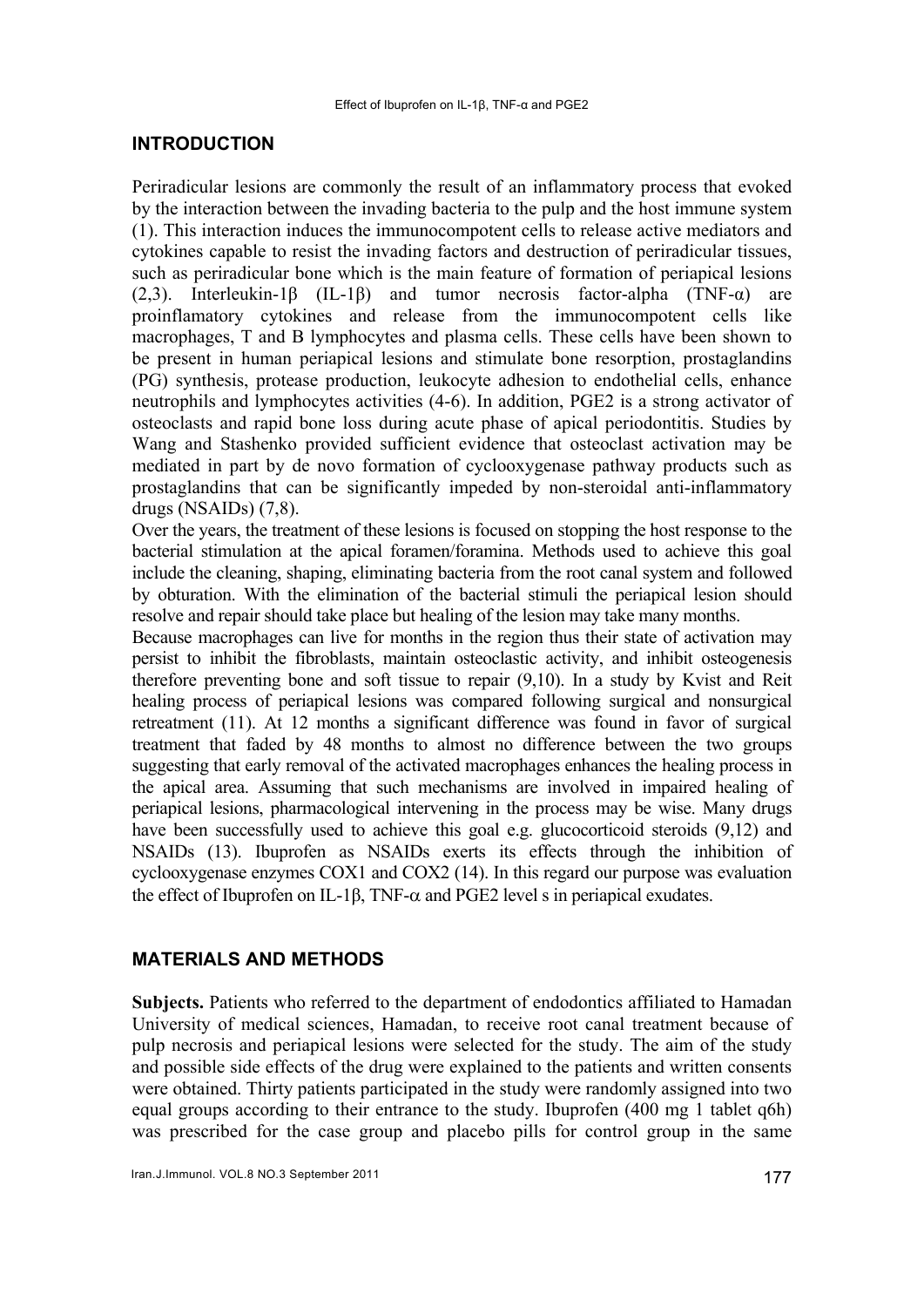## INTRODUCTION

Periradicular lesions are commonly the result of an inflammatory process that evoked by the interaction between the invading bacteria to the pulp and the host immune system (1). This interaction induces the immunocompotent cells to release active mediators and cytokines capable to resist the invading factors and destruction of periradicular tissues, such as periradicular bone which is the main feature of formation of periapical lesions (2,3). Interleukin-1β (IL-1β) and tumor necrosis factor-alpha (TNF-α) are proinflamatory cytokines and release from the immunocompotent cells like macrophages, T and B lymphocytes and plasma cells. These cells have been shown to be present in human periapical lesions and stimulate bone resorption, prostaglandins (PG) synthesis, protease production, leukocyte adhesion to endothelial cells, enhance neutrophils and lymphocytes activities (4-6). In addition, PGE2 is a strong activator of osteoclasts and rapid bone loss during acute phase of apical periodontitis. Studies by Wang and Stashenko provided sufficient evidence that osteoclast activation may be mediated in part by de novo formation of cyclooxygenase pathway products such as prostaglandins that can be significantly impeded by non-steroidal anti-inflammatory drugs (NSAIDs) (7,8).

Over the years, the treatment of these lesions is focused on stopping the host response to the bacterial stimulation at the apical foramen/foramina. Methods used to achieve this goal include the cleaning, shaping, eliminating bacteria from the root canal system and followed by obturation. With the elimination of the bacterial stimuli the periapical lesion should resolve and repair should take place but healing of the lesion may take many months.

Because macrophages can live for months in the region thus their state of activation may persist to inhibit the fibroblasts, maintain osteoclastic activity, and inhibit osteogenesis therefore preventing bone and soft tissue to repair (9,10). In a study by Kvist and Reit healing process of periapical lesions was compared following surgical and nonsurgical retreatment (11). At 12 months a significant difference was found in favor of surgical treatment that faded by 48 months to almost no difference between the two groups suggesting that early removal of the activated macrophages enhances the healing process in the apical area. Assuming that such mechanisms are involved in impaired healing of periapical lesions, pharmacological intervening in the process may be wise. Many drugs have been successfully used to achieve this goal e.g. glucocorticoid steroids (9,12) and NSAIDs (13). Ibuprofen as NSAIDs exerts its effects through the inhibition of cyclooxygenase enzymes COX1 and COX2 (14). In this regard our purpose was evaluation the effect of Ibuprofen on IL-1β, TNF-α and PGE2 level s in periapical exudates.

## MATERIALS AND METHODS

**Subjects.** Patients who referred to the department of endodontics affiliated to Hamadan University of medical sciences, Hamadan, to receive root canal treatment because of pulp necrosis and periapical lesions were selected for the study. The aim of the study and possible side effects of the drug were explained to the patients and written consents were obtained. Thirty patients participated in the study were randomly assigned into two equal groups according to their entrance to the study. Ibuprofen (400 mg 1 tablet q6h) was prescribed for the case group and placebo pills for control group in the same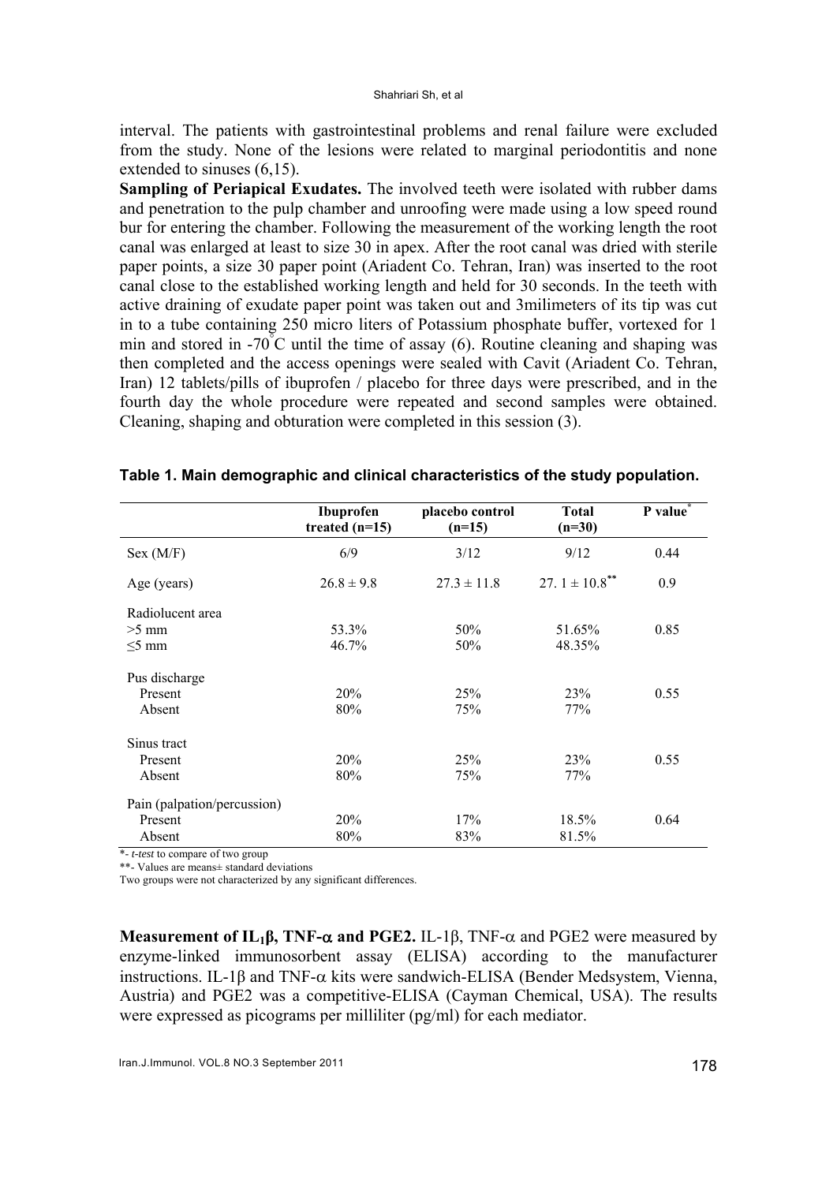interval. The patients with gastrointestinal problems and renal failure were excluded from the study. None of the lesions were related to marginal periodontitis and none extended to sinuses (6,15).

**Sampling of Periapical Exudates.** The involved teeth were isolated with rubber dams and penetration to the pulp chamber and unroofing were made using a low speed round bur for entering the chamber. Following the measurement of the working length the root canal was enlarged at least to size 30 in apex. After the root canal was dried with sterile paper points, a size 30 paper point (Ariadent Co. Tehran, Iran) was inserted to the root canal close to the established working length and held for 30 seconds. In the teeth with active draining of exudate paper point was taken out and 3milimeters of its tip was cut in to a tube containing 250 micro liters of Potassium phosphate buffer, vortexed for 1 min and stored in -70°C until the time of assay (6). Routine cleaning and shaping was then completed and the access openings were sealed with Cavit (Ariadent Co. Tehran, Iran) 12 tablets/pills of ibuprofen / placebo for three days were prescribed, and in the fourth day the whole procedure were repeated and second samples were obtained. Cleaning, shaping and obturation were completed in this session (3).

**Table 1. Main demographic and clinical characteristics of the study population.**

| | Ibuprofen treated (n=15) | placebo control (n=15) | Total (n=30) | P value* |
|---|---|---|---|---|
| Sex (M/F) | 6/9 | 3/12 | 9/12 | 0.44 |
| Age (years) | 26.8 ± 9.8 | 27.3 ± 11.8 | 27. 1 ± 10.8** | 0.9 |
| Radiolucent area | | | | |
| >5 mm | 53.3% | 50% | 51.65% | 0.85 |
| ≤5 mm | 46.7% | 50% | 48.35% | |
| Pus discharge | | | | |
| Present | 20% | 25% | 23% | 0.55 |
| Absent | 80% | 75% | 77% | |
| Sinus tract | | | | |
| Present | 20% | 25% | 23% | 0.55 |
| Absent | 80% | 75% | 77% | |
| Pain (palpation/percussion) | | | | |
| Present | 20% | 17% | 18.5% | 0.64 |
| Absent | 80% | 83% | 81.5% | |

*- *t-test* to compare of two group

**- Values are means± standard deviations

Two groups were not characterized by any significant differences.

**Measurement of IL$_1$β, TNF-α and PGE2.** IL-1β, TNF-α and PGE2 were measured by enzyme-linked immunosorbent assay (ELISA) according to the manufacturer instructions. IL-1β and TNF-α kits were sandwich-ELISA (Bender Medsystem, Vienna, Austria) and PGE2 was a competitive-ELISA (Cayman Chemical, USA). The results were expressed as picograms per milliliter (pg/ml) for each mediator.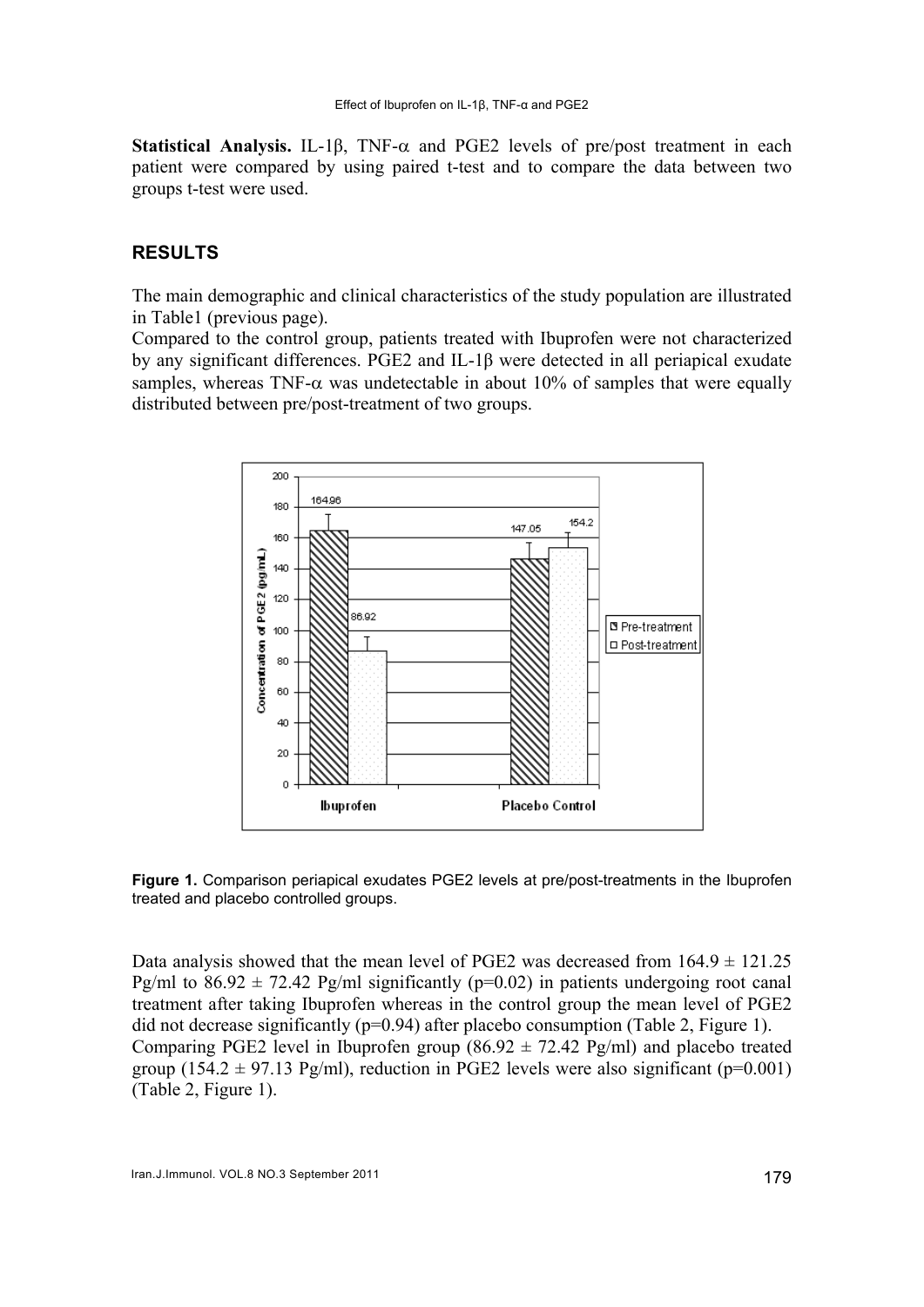**Statistical Analysis.** IL-1β, TNF-α and PGE2 levels of pre/post treatment in each patient were compared by using paired t-test and to compare the data between two groups t-test were used.

## RESULTS

The main demographic and clinical characteristics of the study population are illustrated in Table1 (previous page).

Compared to the control group, patients treated with Ibuprofen were not characterized by any significant differences. PGE2 and IL-1β were detected in all periapical exudate samples, whereas TNF-α was undetectable in about 10% of samples that were equally distributed between pre/post-treatment of two groups.

**Figure 1.** Comparison periapical exudates PGE2 levels at pre/post-treatments in the Ibuprofen treated and placebo controlled groups.

Data analysis showed that the mean level of PGE2 was decreased from 164.9 ± 121.25 Pg/ml to 86.92 ± 72.42 Pg/ml significantly (p=0.02) in patients undergoing root canal treatment after taking Ibuprofen whereas in the control group the mean level of PGE2 did not decrease significantly (p=0.94) after placebo consumption (Table 2, Figure 1).

Comparing PGE2 level in Ibuprofen group (86.92 ± 72.42 Pg/ml) and placebo treated group (154.2 ± 97.13 Pg/ml), reduction in PGE2 levels were also significant (p=0.001) (Table 2, Figure 1).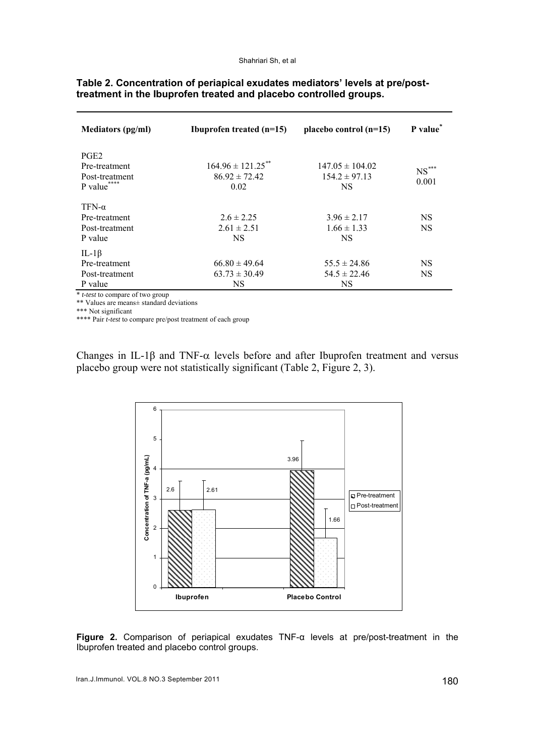**Table 2. Concentration of periapical exudates mediators' levels at pre/post-treatment in the Ibuprofen treated and placebo controlled groups.**

| Mediators (pg/ml) | Ibuprofen treated (n=15) | placebo control (n=15) | P value* |
|---|---|---|---|
| PGE2 | | | |
| Pre-treatment | 164.96 ± 121.25** | 147.05 ± 104.02 | NS*** |
| Post-treatment | 86.92 ± 72.42 | 154.2 ± 97.13 | 0.001 |
| P value**** | 0.02 | NS | |
| TFN-α | | | |
| Pre-treatment | 2.6 ± 2.25 | 3.96 ± 2.17 | NS |
| Post-treatment | 2.61 ± 2.51 | 1.66 ± 1.33 | NS |
| P value | NS | NS | |
| IL-1β | | | |
| Pre-treatment | 66.80 ± 49.64 | 55.5 ± 24.86 | NS |
| Post-treatment | 63.73 ± 30.49 | 54.5 ± 22.46 | NS |
| P value | NS | NS | |

\* *t-test* to compare of two group
\*\* Values are means± standard deviations
\*\*\* Not significant
\*\*\*\* Pair *t-test* to compare pre/post treatment of each group

Changes in IL-1β and TNF-α levels before and after Ibuprofen treatment and versus placebo group were not statistically significant (Table 2, Figure 2, 3).

**Figure 2.** Comparison of periapical exudates TNF-α levels at pre/post-treatment in the Ibuprofen treated and placebo control groups.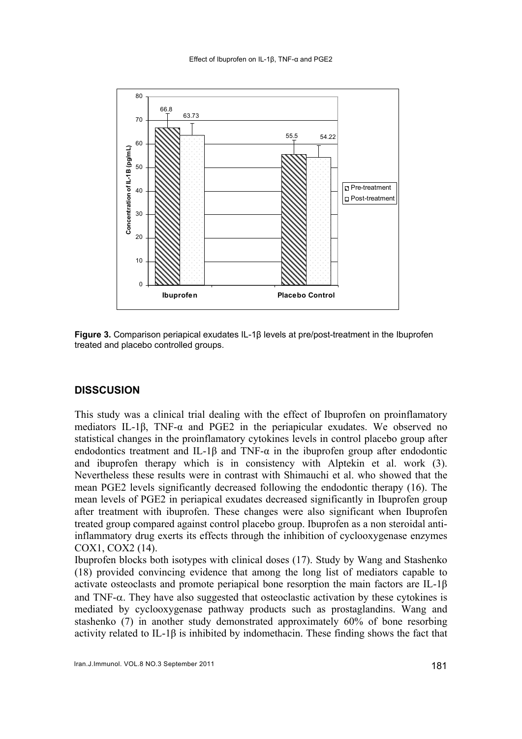Figure 3. Comparison periapical exudates IL-1β levels at pre/post-treatment in the Ibuprofen treated and placebo controlled groups.

## DISSCUSION

This study was a clinical trial dealing with the effect of Ibuprofen on proinflamatory mediators IL-1β, TNF-α and PGE2 in the periapicular exudates. We observed no statistical changes in the proinflamatory cytokines levels in control placebo group after endodontics treatment and IL-1β and TNF-α in the ibuprofen group after endodontic and ibuprofen therapy which is in consistency with Alptekin et al. work (3). Nevertheless these results were in contrast with Shimauchi et al. who showed that the mean PGE2 levels significantly decreased following the endodontic therapy (16). The mean levels of PGE2 in periapical exudates decreased significantly in Ibuprofen group after treatment with ibuprofen. These changes were also significant when Ibuprofen treated group compared against control placebo group. Ibuprofen as a non steroidal anti-inflammatory drug exerts its effects through the inhibition of cyclooxygenase enzymes COX1, COX2 (14).

Ibuprofen blocks both isotypes with clinical doses (17). Study by Wang and Stashenko (18) provided convincing evidence that among the long list of mediators capable to activate osteoclasts and promote periapical bone resorption the main factors are IL-1β and TNF-α. They have also suggested that osteoclastic activation by these cytokines is mediated by cyclooxygenase pathway products such as prostaglandins. Wang and stashenko (7) in another study demonstrated approximately 60% of bone resorbing activity related to IL-1β is inhibited by indomethacin. These finding shows the fact that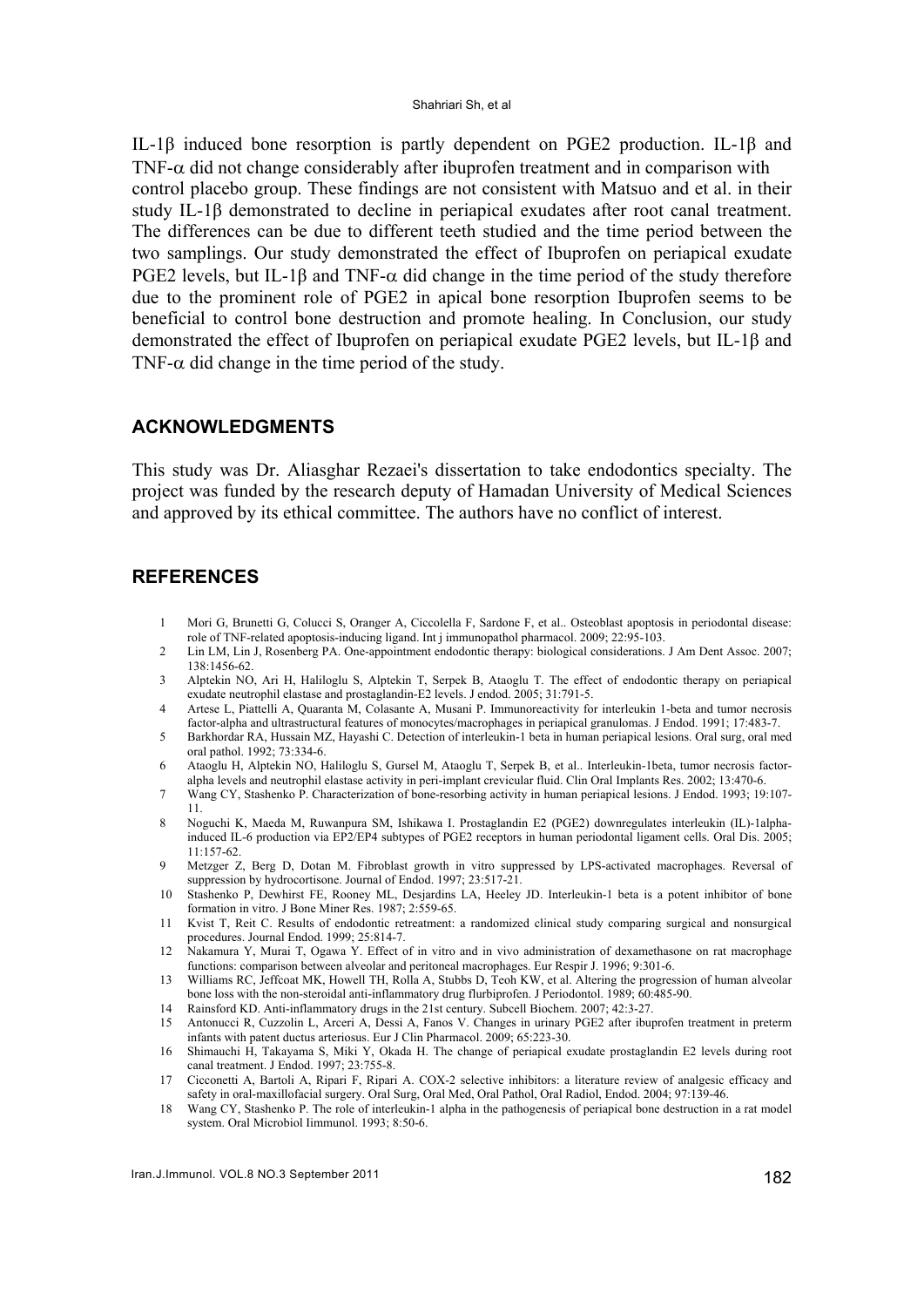IL-1β induced bone resorption is partly dependent on PGE2 production. IL-1β and TNF-α did not change considerably after ibuprofen treatment and in comparison with control placebo group. These findings are not consistent with Matsuo and et al. in their study IL-1β demonstrated to decline in periapical exudates after root canal treatment. The differences can be due to different teeth studied and the time period between the two samplings. Our study demonstrated the effect of Ibuprofen on periapical exudate PGE2 levels, but IL-1β and TNF-α did change in the time period of the study therefore due to the prominent role of PGE2 in apical bone resorption Ibuprofen seems to be beneficial to control bone destruction and promote healing. In Conclusion, our study demonstrated the effect of Ibuprofen on periapical exudate PGE2 levels, but IL-1β and TNF-α did change in the time period of the study.

## ACKNOWLEDGMENTS

This study was Dr. Aliasghar Rezaei's dissertation to take endodontics specialty. The project was funded by the research deputy of Hamadan University of Medical Sciences and approved by its ethical committee. The authors have no conflict of interest.

## REFERENCES

1. Mori G, Brunetti G, Colucci S, Oranger A, Ciccolella F, Sardone F, et al.. Osteoblast apoptosis in periodontal disease: role of TNF-related apoptosis-inducing ligand. Int j immunopathol pharmacol. 2009; 22:95-103.
2. Lin LM, Lin J, Rosenberg PA. One-appointment endodontic therapy: biological considerations. J Am Dent Assoc. 2007; 138:1456-62.
3. Alptekin NO, Ari H, Haliloglu S, Alptekin T, Serpek B, Ataoglu T. The effect of endodontic therapy on periapical exudate neutrophil elastase and prostaglandin-E2 levels. J endod. 2005; 31:791-5.
4. Artese L, Piattelli A, Quaranta M, Colasante A, Musani P. Immunoreactivity for interleukin 1-beta and tumor necrosis factor-alpha and ultrastructural features of monocytes/macrophages in periapical granulomas. J Endod. 1991; 17:483-7.
5. Barkhordar RA, Hussain MZ, Hayashi C. Detection of interleukin-1 beta in human periapical lesions. Oral surg, oral med oral pathol. 1992; 73:334-6.
6. Ataoglu H, Alptekin NO, Haliloglu S, Gursel M, Ataoglu T, Serpek B, et al.. Interleukin-1beta, tumor necrosis factor-alpha levels and neutrophil elastase activity in peri-implant crevicular fluid. Clin Oral Implants Res. 2002; 13:470-6.
7. Wang CY, Stashenko P. Characterization of bone-resorbing activity in human periapical lesions. J Endod. 1993; 19:107-11.
8. Noguchi K, Maeda M, Ruwanpura SM, Ishikawa I. Prostaglandin E2 (PGE2) downregulates interleukin (IL)-1alpha-induced IL-6 production via EP2/EP4 subtypes of PGE2 receptors in human periodontal ligament cells. Oral Dis. 2005; 11:157-62.
9. Metzger Z, Berg D, Dotan M. Fibroblast growth in vitro suppressed by LPS-activated macrophages. Reversal of suppression by hydrocortisone. Journal of Endod. 1997; 23:517-21.
10. Stashenko P, Dewhirst FE, Rooney ML, Desjardins LA, Heeley JD. Interleukin-1 beta is a potent inhibitor of bone formation in vitro. J Bone Miner Res. 1987; 2:559-65.
11. Kvist T, Reit C. Results of endodontic retreatment: a randomized clinical study comparing surgical and nonsurgical procedures. Journal Endod. 1999; 25:814-7.
12. Nakamura Y, Murai T, Ogawa Y. Effect of in vitro and in vivo administration of dexamethasone on rat macrophage functions: comparison between alveolar and peritoneal macrophages. Eur Respir J. 1996; 9:301-6.
13. Williams RC, Jeffcoat MK, Howell TH, Rolla A, Stubbs D, Teoh KW, et al. Altering the progression of human alveolar bone loss with the non-steroidal anti-inflammatory drug flurbiprofen. J Periodontol. 1989; 60:485-90.
14. Rainsford KD. Anti-inflammatory drugs in the 21st century. Subcell Biochem. 2007; 42:3-27.
15. Antonucci R, Cuzzolin L, Arceri A, Dessi A, Fanos V. Changes in urinary PGE2 after ibuprofen treatment in preterm infants with patent ductus arteriosus. Eur J Clin Pharmacol. 2009; 65:223-30.
16. Shimauchi H, Takayama S, Miki Y, Okada H. The change of periapical exudate prostaglandin E2 levels during root canal treatment. J Endod. 1997; 23:755-8.
17. Cicconetti A, Bartoli A, Ripari F, Ripari A. COX-2 selective inhibitors: a literature review of analgesic efficacy and safety in oral-maxillofacial surgery. Oral Surg, Oral Med, Oral Pathol, Oral Radiol, Endod. 2004; 97:139-46.
18. Wang CY, Stashenko P. The role of interleukin-1 alpha in the pathogenesis of periapical bone destruction in a rat model system. Oral Microbiol Iimmunol. 1993; 8:50-6.